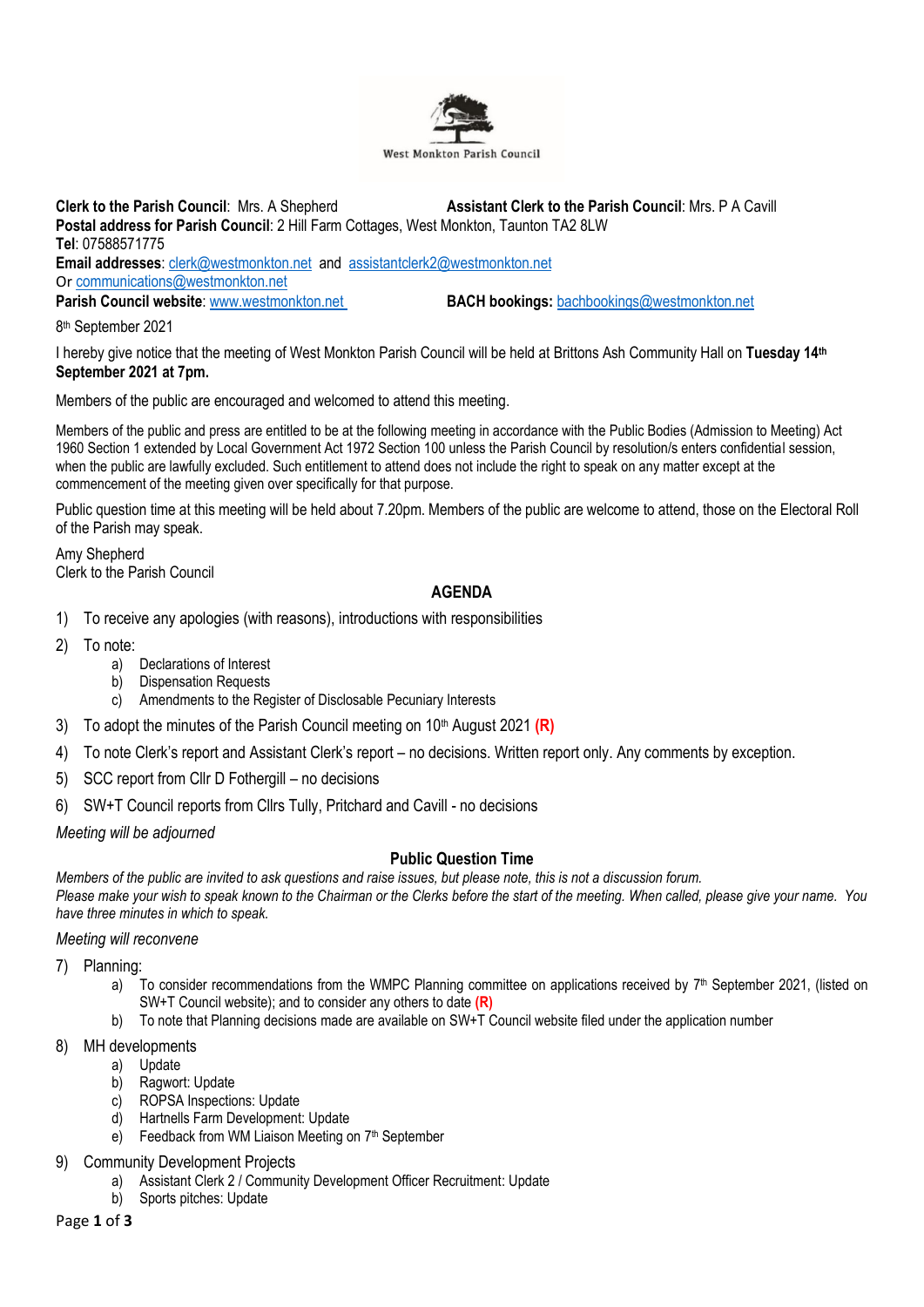West Monkton Parish Council

**Clerk to the Parish Council**: Mrs. A Shepherd **Assistant Clerk to the Parish Council**: Mrs. P A Cavill
**Postal address for Parish Council**: 2 Hill Farm Cottages, West Monkton, Taunton TA2 8LW
**Tel**: 07588571775
**Email addresses**: clerk@westmonkton.net and assistantclerk2@westmonkton.net
Or communications@westmonkton.net
**Parish Council website**: www.westmonkton.net **BACH bookings:** bachbookings@westmonkton.net

8th September 2021

I hereby give notice that the meeting of West Monkton Parish Council will be held at Brittons Ash Community Hall on **Tuesday 14th September 2021 at 7pm.**

Members of the public are encouraged and welcomed to attend this meeting.

Members of the public and press are entitled to be at the following meeting in accordance with the Public Bodies (Admission to Meeting) Act 1960 Section 1 extended by Local Government Act 1972 Section 100 unless the Parish Council by resolution/s enters confidential session, when the public are lawfully excluded. Such entitlement to attend does not include the right to speak on any matter except at the commencement of the meeting given over specifically for that purpose.

Public question time at this meeting will be held about 7.20pm. Members of the public are welcome to attend, those on the Electoral Roll of the Parish may speak.

Amy Shepherd
Clerk to the Parish Council

## AGENDA

1) To receive any apologies (with reasons), introductions with responsibilities
2) To note:
   a) Declarations of Interest
   b) Dispensation Requests
   c) Amendments to the Register of Disclosable Pecuniary Interests
3) To adopt the minutes of the Parish Council meeting on 10th August 2021 **(R)**
4) To note Clerk's report and Assistant Clerk's report – no decisions. Written report only. Any comments by exception.
5) SCC report from Cllr D Fothergill – no decisions
6) SW+T Council reports from Cllrs Tully, Pritchard and Cavill - no decisions

*Meeting will be adjourned*

### Public Question Time

*Members of the public are invited to ask questions and raise issues, but please note, this is not a discussion forum.*
*Please make your wish to speak known to the Chairman or the Clerks before the start of the meeting. When called, please give your name. You have three minutes in which to speak.*

*Meeting will reconvene*

7) Planning:
   a) To consider recommendations from the WMPC Planning committee on applications received by 7th September 2021, (listed on SW+T Council website); and to consider any others to date **(R)**
   b) To note that Planning decisions made are available on SW+T Council website filed under the application number
8) MH developments
   a) Update
   b) Ragwort: Update
   c) ROPSA Inspections: Update
   d) Hartnells Farm Development: Update
   e) Feedback from WM Liaison Meeting on 7th September
9) Community Development Projects
   a) Assistant Clerk 2 / Community Development Officer Recruitment: Update
   b) Sports pitches: Update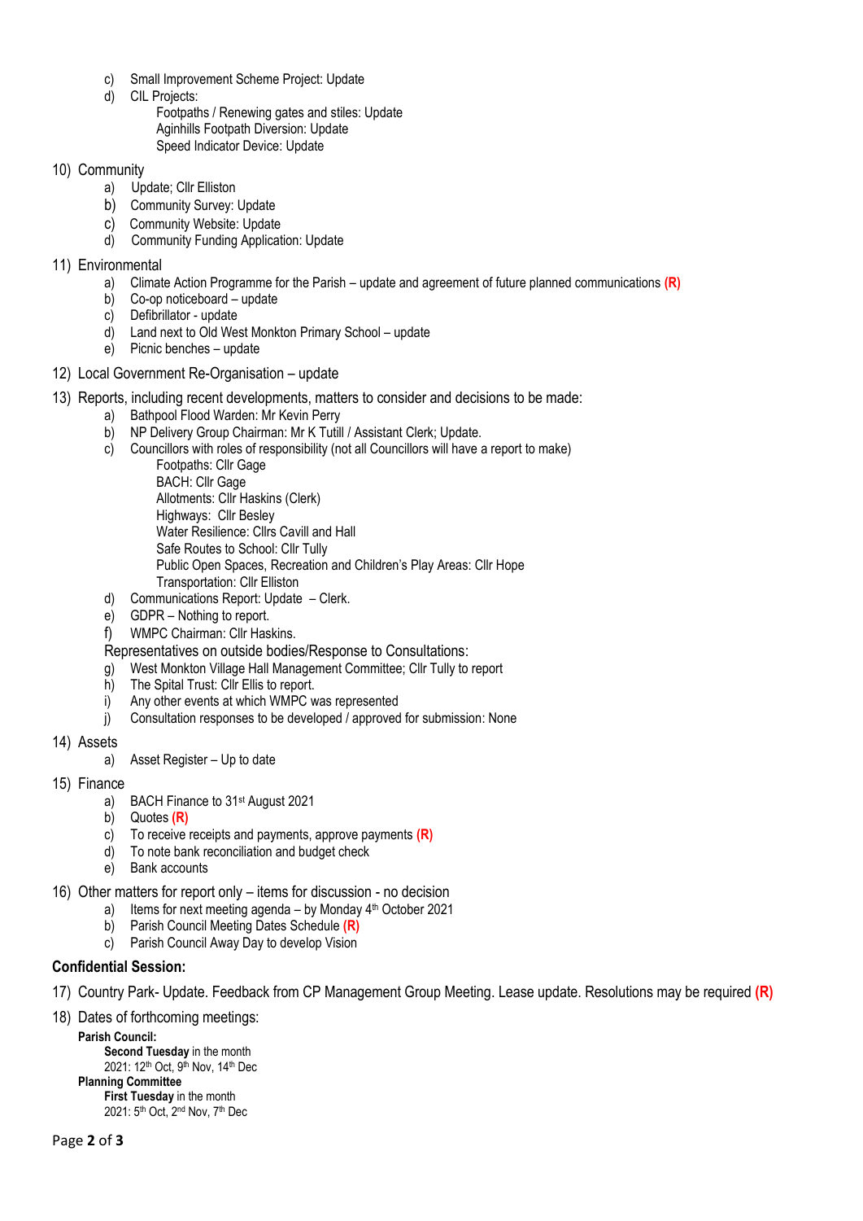c) Small Improvement Scheme Project: Update
d) CIL Projects:
   - Footpaths / Renewing gates and stiles: Update
   - Aginhills Footpath Diversion: Update
   - Speed Indicator Device: Update

10) Community
   a) Update; Cllr Elliston
   b) Community Survey: Update
   c) Community Website: Update
   d) Community Funding Application: Update

11) Environmental
   a) Climate Action Programme for the Parish – update and agreement of future planned communications **(R)**
   b) Co-op noticeboard – update
   c) Defibrillator - update
   d) Land next to Old West Monkton Primary School – update
   e) Picnic benches – update

12) Local Government Re-Organisation – update

13) Reports, including recent developments, matters to consider and decisions to be made:
   a) Bathpool Flood Warden: Mr Kevin Perry
   b) NP Delivery Group Chairman: Mr K Tutill / Assistant Clerk; Update.
   c) Councillors with roles of responsibility (not all Councillors will have a report to make)
      - Footpaths: Cllr Gage
      - BACH: Cllr Gage
      - Allotments: Cllr Haskins (Clerk)
      - Highways: Cllr Besley
      - Water Resilience: Cllrs Cavill and Hall
      - Safe Routes to School: Cllr Tully
      - Public Open Spaces, Recreation and Children's Play Areas: Cllr Hope
      - Transportation: Cllr Elliston
   d) Communications Report: Update – Clerk.
   e) GDPR – Nothing to report.
   f) WMPC Chairman: Cllr Haskins.

   Representatives on outside bodies/Response to Consultations:

   g) West Monkton Village Hall Management Committee; Cllr Tully to report
   h) The Spital Trust: Cllr Ellis to report.
   i) Any other events at which WMPC was represented
   j) Consultation responses to be developed / approved for submission: None

14) Assets
   a) Asset Register – Up to date

15) Finance
   a) BACH Finance to 31st August 2021
   b) Quotes **(R)**
   c) To receive receipts and payments, approve payments **(R)**
   d) To note bank reconciliation and budget check
   e) Bank accounts

16) Other matters for report only – items for discussion - no decision
   a) Items for next meeting agenda – by Monday 4th October 2021
   b) Parish Council Meeting Dates Schedule **(R)**
   c) Parish Council Away Day to develop Vision

**Confidential Session:**

17) Country Park- Update. Feedback from CP Management Group Meeting. Lease update. Resolutions may be required **(R)**

18) Dates of forthcoming meetings:

**Parish Council:**

**Second Tuesday** in the month
2021: 12th Oct, 9th Nov, 14th Dec

**Planning Committee**

**First Tuesday** in the month
2021: 5th Oct, 2nd Nov, 7th Dec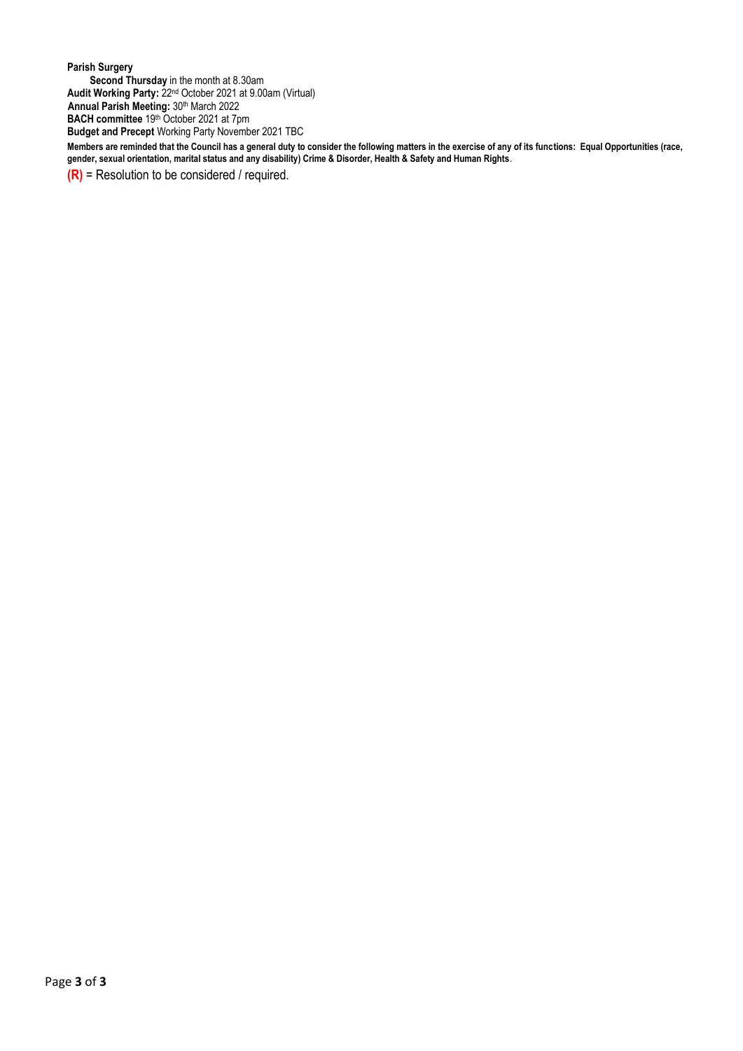**Parish Surgery**

**Second Thursday** in the month at 8.30am

**Audit Working Party:** 22nd October 2021 at 9.00am (Virtual)

**Annual Parish Meeting:** 30th March 2022

**BACH committee** 19th October 2021 at 7pm

**Budget and Precept** Working Party November 2021 TBC

**Members are reminded that the Council has a general duty to consider the following matters in the exercise of any of its functions: Equal Opportunities (race, gender, sexual orientation, marital status and any disability) Crime & Disorder, Health & Safety and Human Rights**.

**(R)** = Resolution to be considered / required.